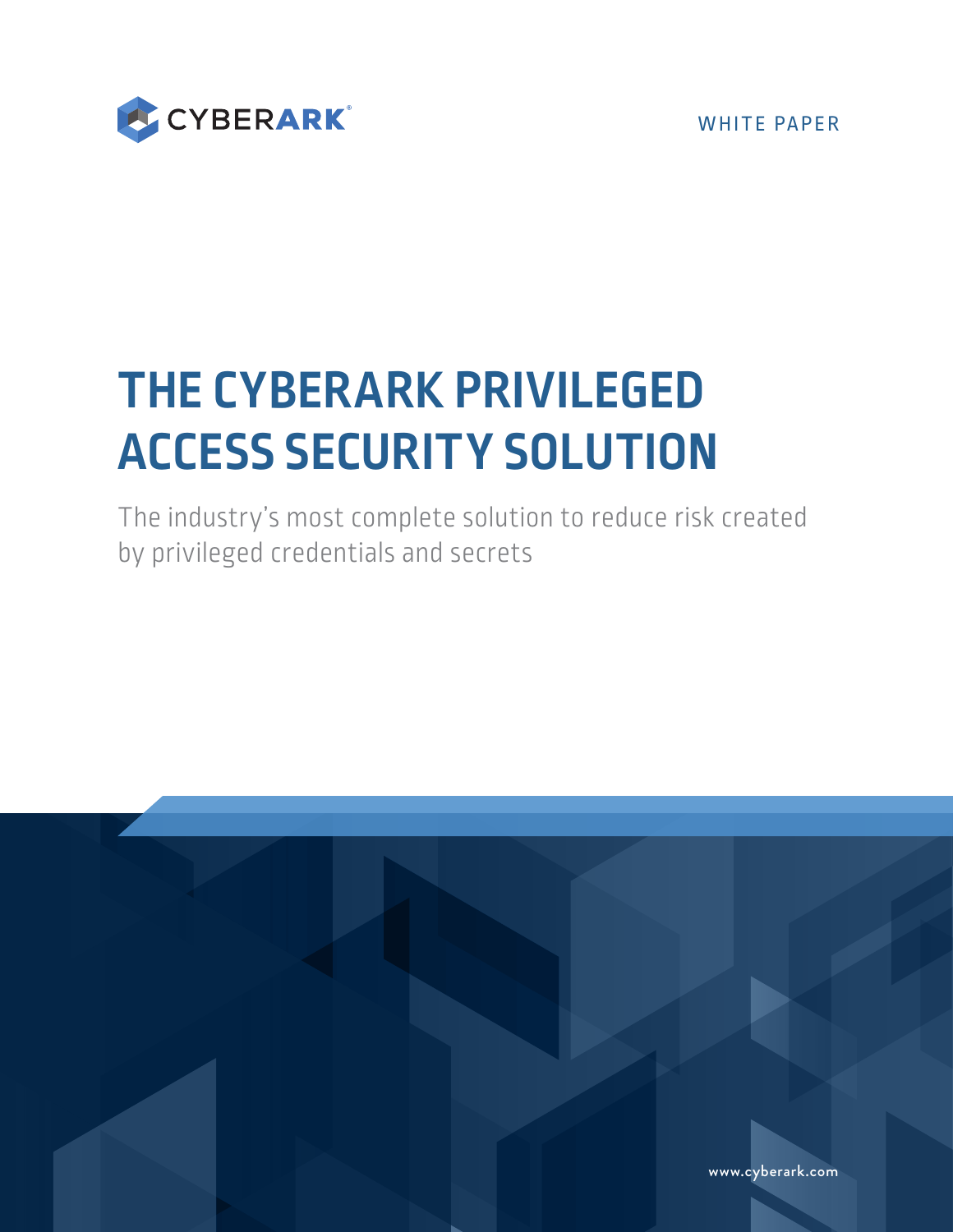CYBERARK

WHITE PAPER

# THE CYBERARK PRIVILEGED ACCESS SECURITY SOLUTION

The industry's most complete solution to reduce risk created by privileged credentials and secrets

www.cyberark.com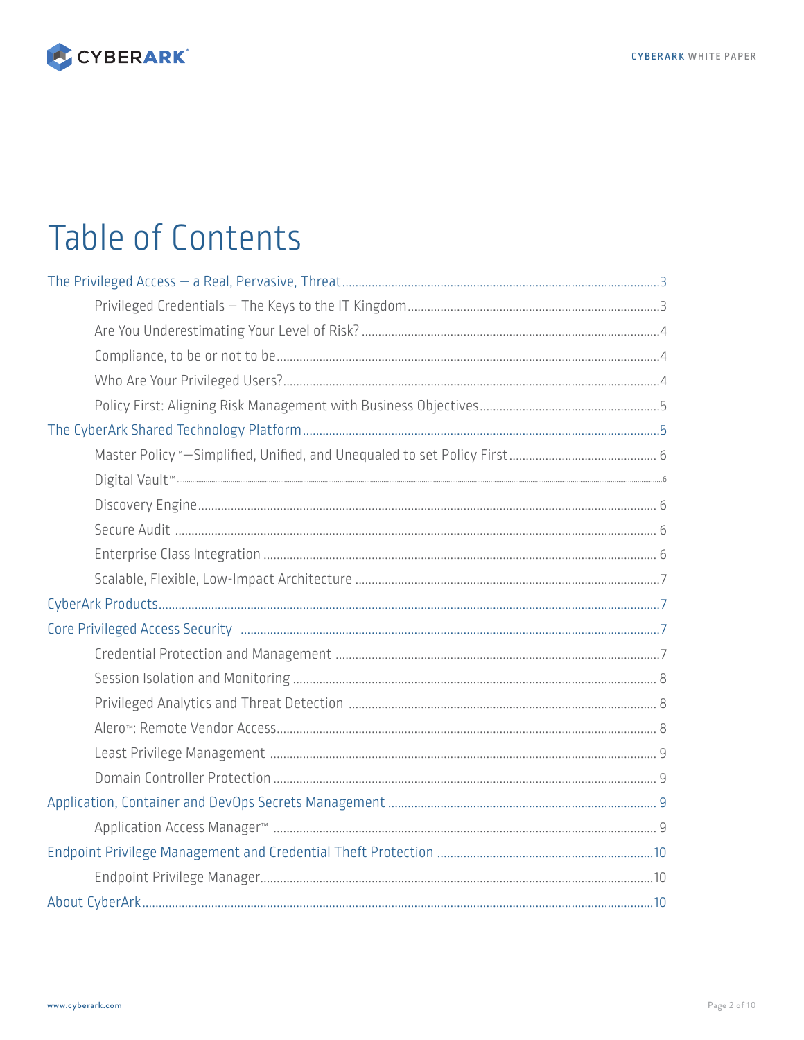# Table of Contents

- The Privileged Access — a Real, Pervasive, Threat .......... 3
  - Privileged Credentials – The Keys to the IT Kingdom .......... 3
  - Are You Underestimating Your Level of Risk? .......... 4
  - Compliance, to be or not to be .......... 4
  - Who Are Your Privileged Users? .......... 4
  - Policy First: Aligning Risk Management with Business Objectives .......... 5
- The CyberArk Shared Technology Platform .......... 5
  - Master Policy™—Simplified, Unified, and Unequaled to set Policy First .......... 6
  - Digital Vault™ .......... 6
  - Discovery Engine .......... 6
  - Secure Audit .......... 6
  - Enterprise Class Integration .......... 6
  - Scalable, Flexible, Low-Impact Architecture .......... 7
- CyberArk Products .......... 7
- Core Privileged Access Security .......... 7
  - Credential Protection and Management .......... 7
  - Session Isolation and Monitoring .......... 8
  - Privileged Analytics and Threat Detection .......... 8
  - Alero™: Remote Vendor Access .......... 8
  - Least Privilege Management .......... 9
  - Domain Controller Protection .......... 9
- Application, Container and DevOps Secrets Management .......... 9
  - Application Access Manager™ .......... 9
- Endpoint Privilege Management and Credential Theft Protection .......... 10
  - Endpoint Privilege Manager .......... 10
- About CyberArk .......... 10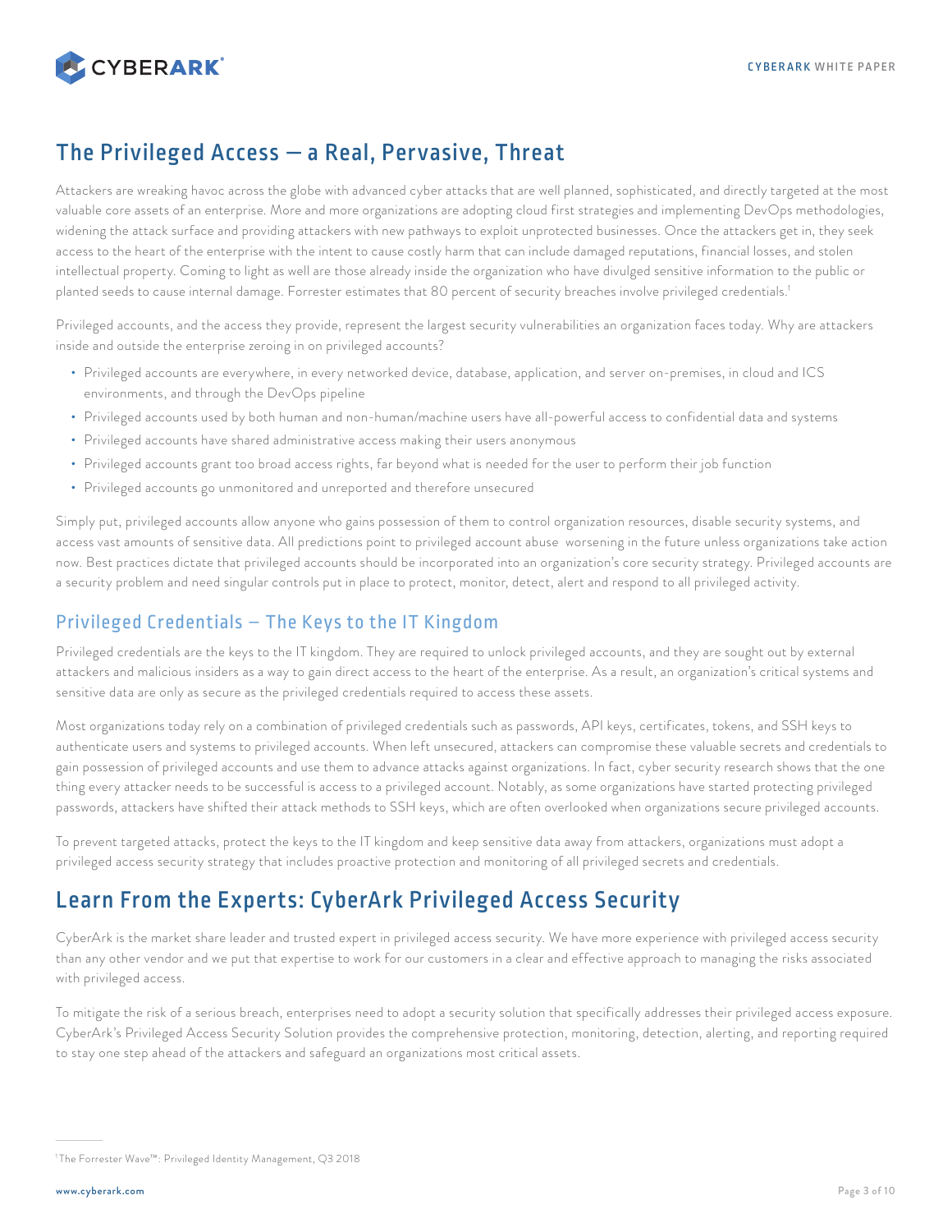## The Privileged Access — a Real, Pervasive, Threat

Attackers are wreaking havoc across the globe with advanced cyber attacks that are well planned, sophisticated, and directly targeted at the most valuable core assets of an enterprise. More and more organizations are adopting cloud first strategies and implementing DevOps methodologies, widening the attack surface and providing attackers with new pathways to exploit unprotected businesses. Once the attackers get in, they seek access to the heart of the enterprise with the intent to cause costly harm that can include damaged reputations, financial losses, and stolen intellectual property. Coming to light as well are those already inside the organization who have divulged sensitive information to the public or planted seeds to cause internal damage. Forrester estimates that 80 percent of security breaches involve privileged credentials.[1]

Privileged accounts, and the access they provide, represent the largest security vulnerabilities an organization faces today. Why are attackers inside and outside the enterprise zeroing in on privileged accounts?

- Privileged accounts are everywhere, in every networked device, database, application, and server on-premises, in cloud and ICS environments, and through the DevOps pipeline
- Privileged accounts used by both human and non-human/machine users have all-powerful access to confidential data and systems
- Privileged accounts have shared administrative access making their users anonymous
- Privileged accounts grant too broad access rights, far beyond what is needed for the user to perform their job function
- Privileged accounts go unmonitored and unreported and therefore unsecured

Simply put, privileged accounts allow anyone who gains possession of them to control organization resources, disable security systems, and access vast amounts of sensitive data. All predictions point to privileged account abuse worsening in the future unless organizations take action now. Best practices dictate that privileged accounts should be incorporated into an organization's core security strategy. Privileged accounts are a security problem and need singular controls put in place to protect, monitor, detect, alert and respond to all privileged activity.

### Privileged Credentials – The Keys to the IT Kingdom

Privileged credentials are the keys to the IT kingdom. They are required to unlock privileged accounts, and they are sought out by external attackers and malicious insiders as a way to gain direct access to the heart of the enterprise. As a result, an organization's critical systems and sensitive data are only as secure as the privileged credentials required to access these assets.

Most organizations today rely on a combination of privileged credentials such as passwords, API keys, certificates, tokens, and SSH keys to authenticate users and systems to privileged accounts. When left unsecured, attackers can compromise these valuable secrets and credentials to gain possession of privileged accounts and use them to advance attacks against organizations. In fact, cyber security research shows that the one thing every attacker needs to be successful is access to a privileged account. Notably, as some organizations have started protecting privileged passwords, attackers have shifted their attack methods to SSH keys, which are often overlooked when organizations secure privileged accounts.

To prevent targeted attacks, protect the keys to the IT kingdom and keep sensitive data away from attackers, organizations must adopt a privileged access security strategy that includes proactive protection and monitoring of all privileged secrets and credentials.

## Learn From the Experts: CyberArk Privileged Access Security

CyberArk is the market share leader and trusted expert in privileged access security. We have more experience with privileged access security than any other vendor and we put that expertise to work for our customers in a clear and effective approach to managing the risks associated with privileged access.

To mitigate the risk of a serious breach, enterprises need to adopt a security solution that specifically addresses their privileged access exposure. CyberArk's Privileged Access Security Solution provides the comprehensive protection, monitoring, detection, alerting, and reporting required to stay one step ahead of the attackers and safeguard an organizations most critical assets.

---

[1] The Forrester Wave™: Privileged Identity Management, Q3 2018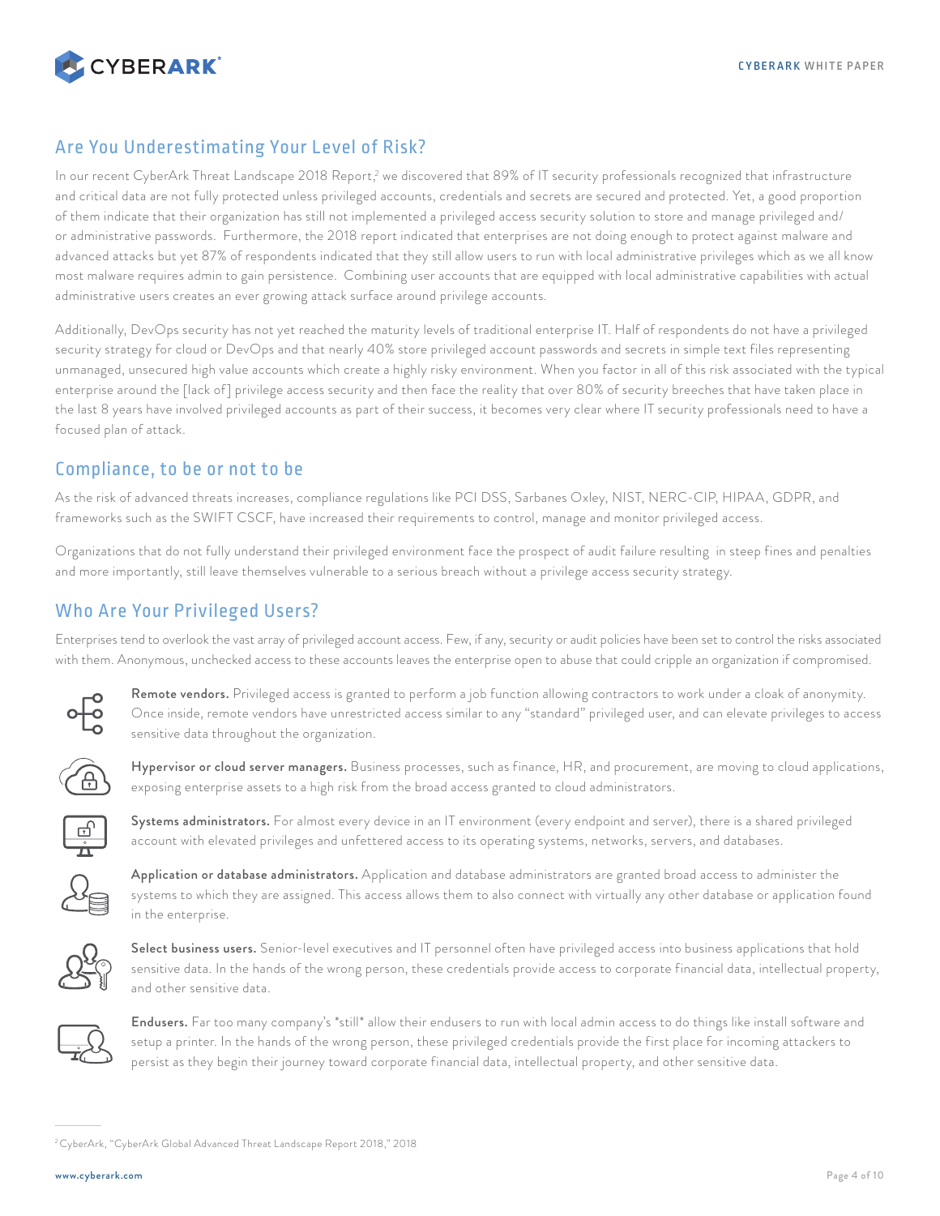## Are You Underestimating Your Level of Risk?

In our recent CyberArk Threat Landscape 2018 Report,[2] we discovered that 89% of IT security professionals recognized that infrastructure and critical data are not fully protected unless privileged accounts, credentials and secrets are secured and protected. Yet, a good proportion of them indicate that their organization has still not implemented a privileged access security solution to store and manage privileged and/ or administrative passwords. Furthermore, the 2018 report indicated that enterprises are not doing enough to protect against malware and advanced attacks but yet 87% of respondents indicated that they still allow users to run with local administrative privileges which as we all know most malware requires admin to gain persistence. Combining user accounts that are equipped with local administrative capabilities with actual administrative users creates an ever growing attack surface around privilege accounts.

Additionally, DevOps security has not yet reached the maturity levels of traditional enterprise IT. Half of respondents do not have a privileged security strategy for cloud or DevOps and that nearly 40% store privileged account passwords and secrets in simple text files representing unmanaged, unsecured high value accounts which create a highly risky environment. When you factor in all of this risk associated with the typical enterprise around the [lack of] privilege access security and then face the reality that over 80% of security breeches that have taken place in the last 8 years have involved privileged accounts as part of their success, it becomes very clear where IT security professionals need to have a focused plan of attack.

## Compliance, to be or not to be

As the risk of advanced threats increases, compliance regulations like PCI DSS, Sarbanes Oxley, NIST, NERC-CIP, HIPAA, GDPR, and frameworks such as the SWIFT CSCF, have increased their requirements to control, manage and monitor privileged access.

Organizations that do not fully understand their privileged environment face the prospect of audit failure resulting in steep fines and penalties and more importantly, still leave themselves vulnerable to a serious breach without a privilege access security strategy.

## Who Are Your Privileged Users?

Enterprises tend to overlook the vast array of privileged account access. Few, if any, security or audit policies have been set to control the risks associated with them. Anonymous, unchecked access to these accounts leaves the enterprise open to abuse that could cripple an organization if compromised.

**Remote vendors.** Privileged access is granted to perform a job function allowing contractors to work under a cloak of anonymity. Once inside, remote vendors have unrestricted access similar to any "standard" privileged user, and can elevate privileges to access sensitive data throughout the organization.

**Hypervisor or cloud server managers.** Business processes, such as finance, HR, and procurement, are moving to cloud applications, exposing enterprise assets to a high risk from the broad access granted to cloud administrators.

**Systems administrators.** For almost every device in an IT environment (every endpoint and server), there is a shared privileged account with elevated privileges and unfettered access to its operating systems, networks, servers, and databases.

**Application or database administrators.** Application and database administrators are granted broad access to administer the systems to which they are assigned. This access allows them to also connect with virtually any other database or application found in the enterprise.

**Select business users.** Senior-level executives and IT personnel often have privileged access into business applications that hold sensitive data. In the hands of the wrong person, these credentials provide access to corporate financial data, intellectual property, and other sensitive data.

**Endusers.** Far too many company's *still* allow their endusers to run with local admin access to do things like install software and setup a printer. In the hands of the wrong person, these privileged credentials provide the first place for incoming attackers to persist as they begin their journey toward corporate financial data, intellectual property, and other sensitive data.

---

[2] CyberArk, "CyberArk Global Advanced Threat Landscape Report 2018," 2018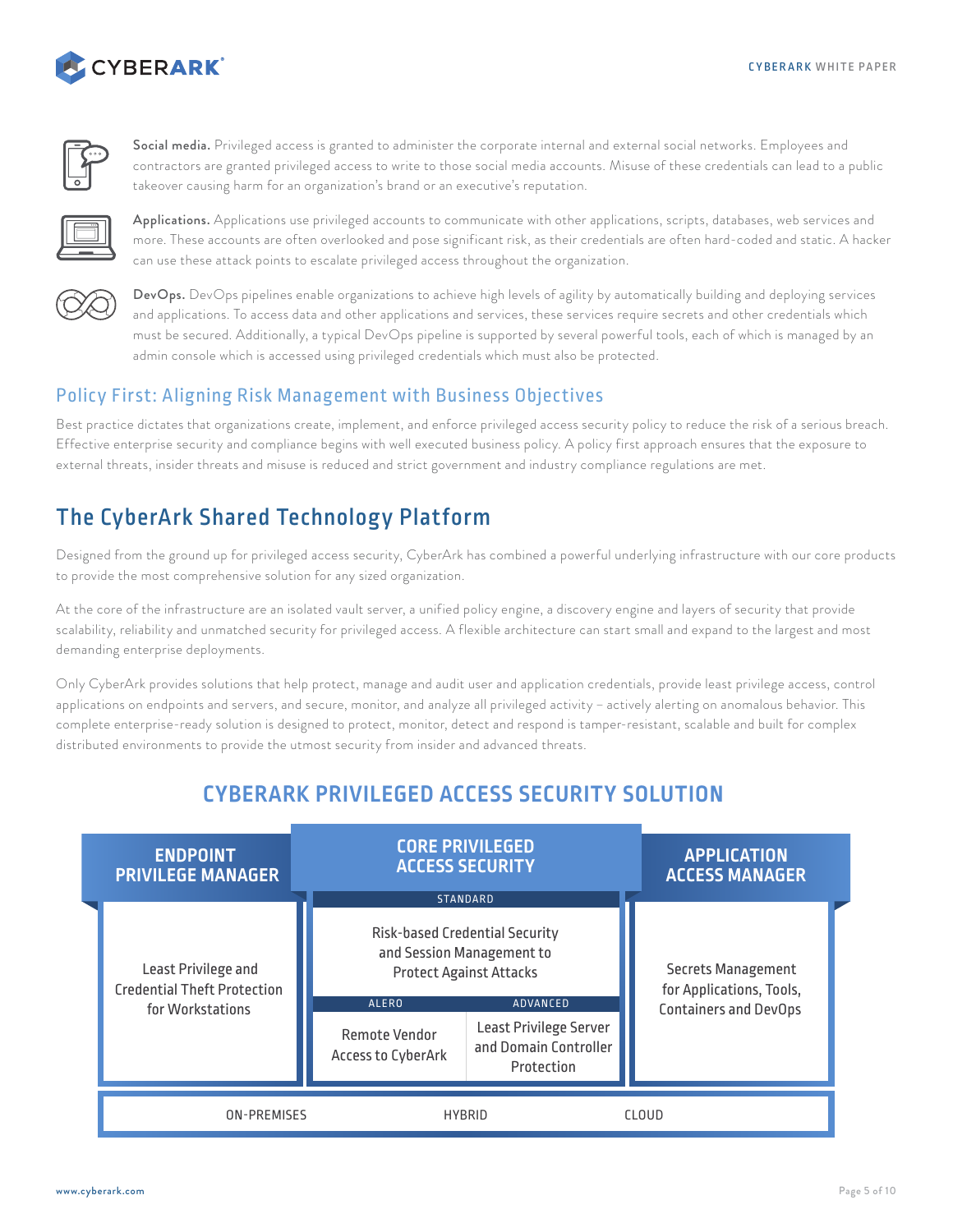**Social media.** Privileged access is granted to administer the corporate internal and external social networks. Employees and contractors are granted privileged access to write to those social media accounts. Misuse of these credentials can lead to a public takeover causing harm for an organization's brand or an executive's reputation.

**Applications.** Applications use privileged accounts to communicate with other applications, scripts, databases, web services and more. These accounts are often overlooked and pose significant risk, as their credentials are often hard-coded and static. A hacker can use these attack points to escalate privileged access throughout the organization.

**DevOps.** DevOps pipelines enable organizations to achieve high levels of agility by automatically building and deploying services and applications. To access data and other applications and services, these services require secrets and other credentials which must be secured. Additionally, a typical DevOps pipeline is supported by several powerful tools, each of which is managed by an admin console which is accessed using privileged credentials which must also be protected.

### Policy First: Aligning Risk Management with Business Objectives

Best practice dictates that organizations create, implement, and enforce privileged access security policy to reduce the risk of a serious breach. Effective enterprise security and compliance begins with well executed business policy. A policy first approach ensures that the exposure to external threats, insider threats and misuse is reduced and strict government and industry compliance regulations are met.

## The CyberArk Shared Technology Platform

Designed from the ground up for privileged access security, CyberArk has combined a powerful underlying infrastructure with our core products to provide the most comprehensive solution for any sized organization.

At the core of the infrastructure are an isolated vault server, a unified policy engine, a discovery engine and layers of security that provide scalability, reliability and unmatched security for privileged access. A flexible architecture can start small and expand to the largest and most demanding enterprise deployments.

Only CyberArk provides solutions that help protect, manage and audit user and application credentials, provide least privilege access, control applications on endpoints and servers, and secure, monitor, and analyze all privileged activity – actively alerting on anomalous behavior. This complete enterprise-ready solution is designed to protect, monitor, detect and respond is tamper-resistant, scalable and built for complex distributed environments to provide the utmost security from insider and advanced threats.

### CYBERARK PRIVILEGED ACCESS SECURITY SOLUTION

| ENDPOINT PRIVILEGE MANAGER | CORE PRIVILEGED ACCESS SECURITY | | APPLICATION ACCESS MANAGER |
|---|---|---|---|
| | STANDARD | | |
| Least Privilege and Credential Theft Protection for Workstations | Risk-based Credential Security and Session Management to Protect Against Attacks | | Secrets Management for Applications, Tools, Containers and DevOps |
| | ALERO | ADVANCED | |
| | Remote Vendor Access to CyberArk | Least Privilege Server and Domain Controller Protection | |

ON-PREMISES | HYBRID | CLOUD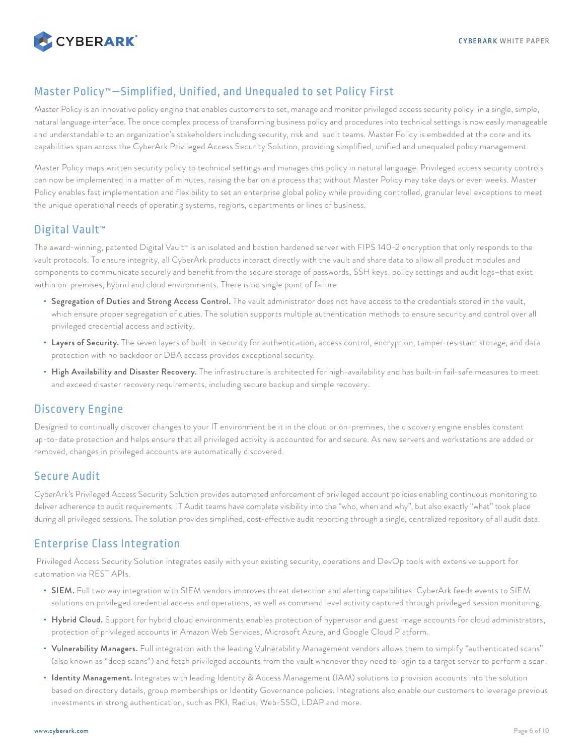## Master Policy™—Simplified, Unified, and Unequaled to set Policy First

Master Policy is an innovative policy engine that enables customers to set, manage and monitor privileged access security policy in a single, simple, natural language interface. The once complex process of transforming business policy and procedures into technical settings is now easily manageable and understandable to an organization's stakeholders including security, risk and audit teams. Master Policy is embedded at the core and its capabilities span across the CyberArk Privileged Access Security Solution, providing simplified, unified and unequaled policy management.

Master Policy maps written security policy to technical settings and manages this policy in natural language. Privileged access security controls can now be implemented in a matter of minutes, raising the bar on a process that without Master Policy may take days or even weeks. Master Policy enables fast implementation and flexibility to set an enterprise global policy while providing controlled, granular level exceptions to meet the unique operational needs of operating systems, regions, departments or lines of business.

## Digital Vault™

The award-winning, patented Digital Vault™ is an isolated and bastion hardened server with FIPS 140-2 encryption that only responds to the vault protocols. To ensure integrity, all CyberArk products interact directly with the vault and share data to allow all product modules and components to communicate securely and benefit from the secure storage of passwords, SSH keys, policy settings and audit logs–that exist within on-premises, hybrid and cloud environments. There is no single point of failure.

- **Segregation of Duties and Strong Access Control.** The vault administrator does not have access to the credentials stored in the vault, which ensure proper segregation of duties. The solution supports multiple authentication methods to ensure security and control over all privileged credential access and activity.
- **Layers of Security.** The seven layers of built-in security for authentication, access control, encryption, tamper-resistant storage, and data protection with no backdoor or DBA access provides exceptional security.
- **High Availability and Disaster Recovery.** The infrastructure is architected for high-availability and has built-in fail-safe measures to meet and exceed disaster recovery requirements, including secure backup and simple recovery.

## Discovery Engine

Designed to continually discover changes to your IT environment be it in the cloud or on-premises, the discovery engine enables constant up-to-date protection and helps ensure that all privileged activity is accounted for and secure. As new servers and workstations are added or removed, changes in privileged accounts are automatically discovered.

## Secure Audit

CyberArk's Privileged Access Security Solution provides automated enforcement of privileged account policies enabling continuous monitoring to deliver adherence to audit requirements. IT Audit teams have complete visibility into the "who, when and why", but also exactly "what" took place during all privileged sessions. The solution provides simplified, cost-effective audit reporting through a single, centralized repository of all audit data.

## Enterprise Class Integration

Privileged Access Security Solution integrates easily with your existing security, operations and DevOp tools with extensive support for automation via REST APIs.

- **SIEM.** Full two way integration with SIEM vendors improves threat detection and alerting capabilities. CyberArk feeds events to SIEM solutions on privileged credential access and operations, as well as command level activity captured through privileged session monitoring.
- **Hybrid Cloud.** Support for hybrid cloud environments enables protection of hypervisor and guest image accounts for cloud administrators, protection of privileged accounts in Amazon Web Services, Microsoft Azure, and Google Cloud Platform.
- **Vulnerability Managers.** Full integration with the leading Vulnerability Management vendors allows them to simplify "authenticated scans" (also known as "deep scans") and fetch privileged accounts from the vault whenever they need to login to a target server to perform a scan.
- **Identity Management.** Integrates with leading Identity & Access Management (IAM) solutions to provision accounts into the solution based on directory details, group memberships or Identity Governance policies. Integrations also enable our customers to leverage previous investments in strong authentication, such as PKI, Radius, Web-SSO, LDAP and more.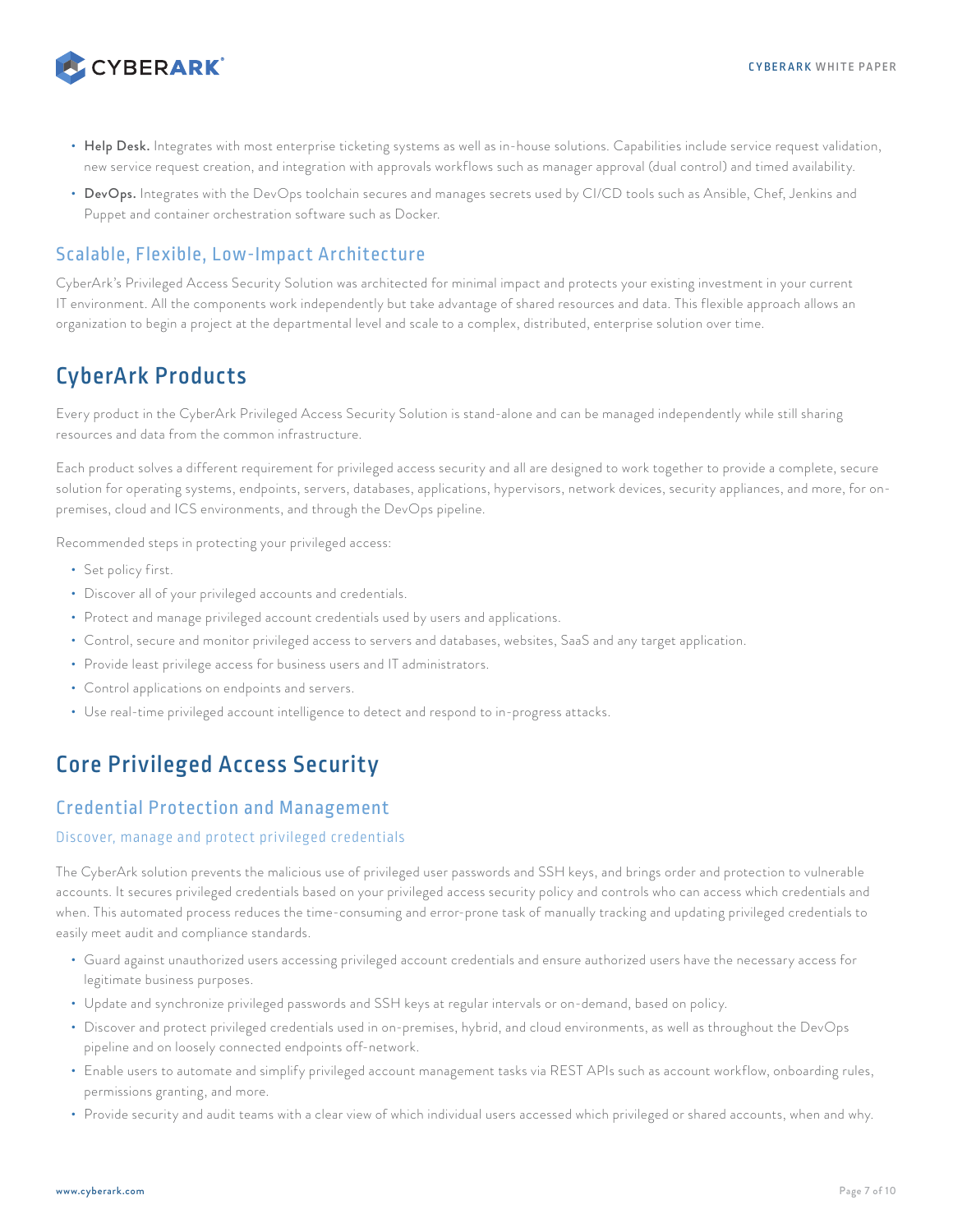- **Help Desk.** Integrates with most enterprise ticketing systems as well as in-house solutions. Capabilities include service request validation, new service request creation, and integration with approvals workflows such as manager approval (dual control) and timed availability.
- **DevOps.** Integrates with the DevOps toolchain secures and manages secrets used by CI/CD tools such as Ansible, Chef, Jenkins and Puppet and container orchestration software such as Docker.

### Scalable, Flexible, Low-Impact Architecture

CyberArk's Privileged Access Security Solution was architected for minimal impact and protects your existing investment in your current IT environment. All the components work independently but take advantage of shared resources and data. This flexible approach allows an organization to begin a project at the departmental level and scale to a complex, distributed, enterprise solution over time.

## CyberArk Products

Every product in the CyberArk Privileged Access Security Solution is stand-alone and can be managed independently while still sharing resources and data from the common infrastructure.

Each product solves a different requirement for privileged access security and all are designed to work together to provide a complete, secure solution for operating systems, endpoints, servers, databases, applications, hypervisors, network devices, security appliances, and more, for on-premises, cloud and ICS environments, and through the DevOps pipeline.

Recommended steps in protecting your privileged access:

- Set policy first.
- Discover all of your privileged accounts and credentials.
- Protect and manage privileged account credentials used by users and applications.
- Control, secure and monitor privileged access to servers and databases, websites, SaaS and any target application.
- Provide least privilege access for business users and IT administrators.
- Control applications on endpoints and servers.
- Use real-time privileged account intelligence to detect and respond to in-progress attacks.

## Core Privileged Access Security

### Credential Protection and Management

#### Discover, manage and protect privileged credentials

The CyberArk solution prevents the malicious use of privileged user passwords and SSH keys, and brings order and protection to vulnerable accounts. It secures privileged credentials based on your privileged access security policy and controls who can access which credentials and when. This automated process reduces the time-consuming and error-prone task of manually tracking and updating privileged credentials to easily meet audit and compliance standards.

- Guard against unauthorized users accessing privileged account credentials and ensure authorized users have the necessary access for legitimate business purposes.
- Update and synchronize privileged passwords and SSH keys at regular intervals or on-demand, based on policy.
- Discover and protect privileged credentials used in on-premises, hybrid, and cloud environments, as well as throughout the DevOps pipeline and on loosely connected endpoints off-network.
- Enable users to automate and simplify privileged account management tasks via REST APIs such as account workflow, onboarding rules, permissions granting, and more.
- Provide security and audit teams with a clear view of which individual users accessed which privileged or shared accounts, when and why.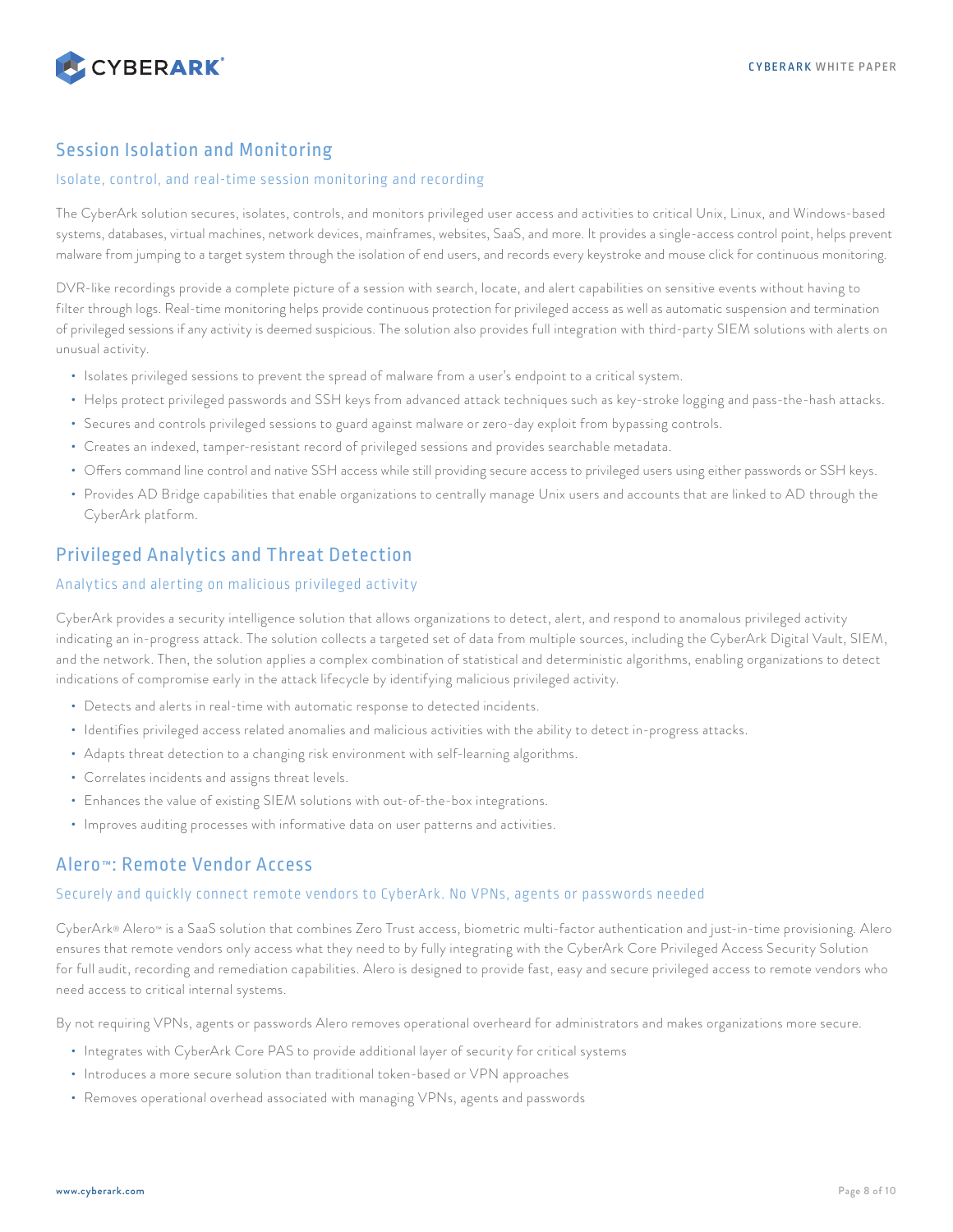## Session Isolation and Monitoring

### Isolate, control, and real-time session monitoring and recording

The CyberArk solution secures, isolates, controls, and monitors privileged user access and activities to critical Unix, Linux, and Windows-based systems, databases, virtual machines, network devices, mainframes, websites, SaaS, and more. It provides a single-access control point, helps prevent malware from jumping to a target system through the isolation of end users, and records every keystroke and mouse click for continuous monitoring.

DVR-like recordings provide a complete picture of a session with search, locate, and alert capabilities on sensitive events without having to filter through logs. Real-time monitoring helps provide continuous protection for privileged access as well as automatic suspension and termination of privileged sessions if any activity is deemed suspicious. The solution also provides full integration with third-party SIEM solutions with alerts on unusual activity.

- Isolates privileged sessions to prevent the spread of malware from a user's endpoint to a critical system.
- Helps protect privileged passwords and SSH keys from advanced attack techniques such as key-stroke logging and pass-the-hash attacks.
- Secures and controls privileged sessions to guard against malware or zero-day exploit from bypassing controls.
- Creates an indexed, tamper-resistant record of privileged sessions and provides searchable metadata.
- Offers command line control and native SSH access while still providing secure access to privileged users using either passwords or SSH keys.
- Provides AD Bridge capabilities that enable organizations to centrally manage Unix users and accounts that are linked to AD through the CyberArk platform.

## Privileged Analytics and Threat Detection

### Analytics and alerting on malicious privileged activity

CyberArk provides a security intelligence solution that allows organizations to detect, alert, and respond to anomalous privileged activity indicating an in-progress attack. The solution collects a targeted set of data from multiple sources, including the CyberArk Digital Vault, SIEM, and the network. Then, the solution applies a complex combination of statistical and deterministic algorithms, enabling organizations to detect indications of compromise early in the attack lifecycle by identifying malicious privileged activity.

- Detects and alerts in real-time with automatic response to detected incidents.
- Identifies privileged access related anomalies and malicious activities with the ability to detect in-progress attacks.
- Adapts threat detection to a changing risk environment with self-learning algorithms.
- Correlates incidents and assigns threat levels.
- Enhances the value of existing SIEM solutions with out-of-the-box integrations.
- Improves auditing processes with informative data on user patterns and activities.

## Alero™: Remote Vendor Access

### Securely and quickly connect remote vendors to CyberArk. No VPNs, agents or passwords needed

CyberArk® Alero™ is a SaaS solution that combines Zero Trust access, biometric multi-factor authentication and just-in-time provisioning. Alero ensures that remote vendors only access what they need to by fully integrating with the CyberArk Core Privileged Access Security Solution for full audit, recording and remediation capabilities. Alero is designed to provide fast, easy and secure privileged access to remote vendors who need access to critical internal systems.

By not requiring VPNs, agents or passwords Alero removes operational overheard for administrators and makes organizations more secure.

- Integrates with CyberArk Core PAS to provide additional layer of security for critical systems
- Introduces a more secure solution than traditional token-based or VPN approaches
- Removes operational overhead associated with managing VPNs, agents and passwords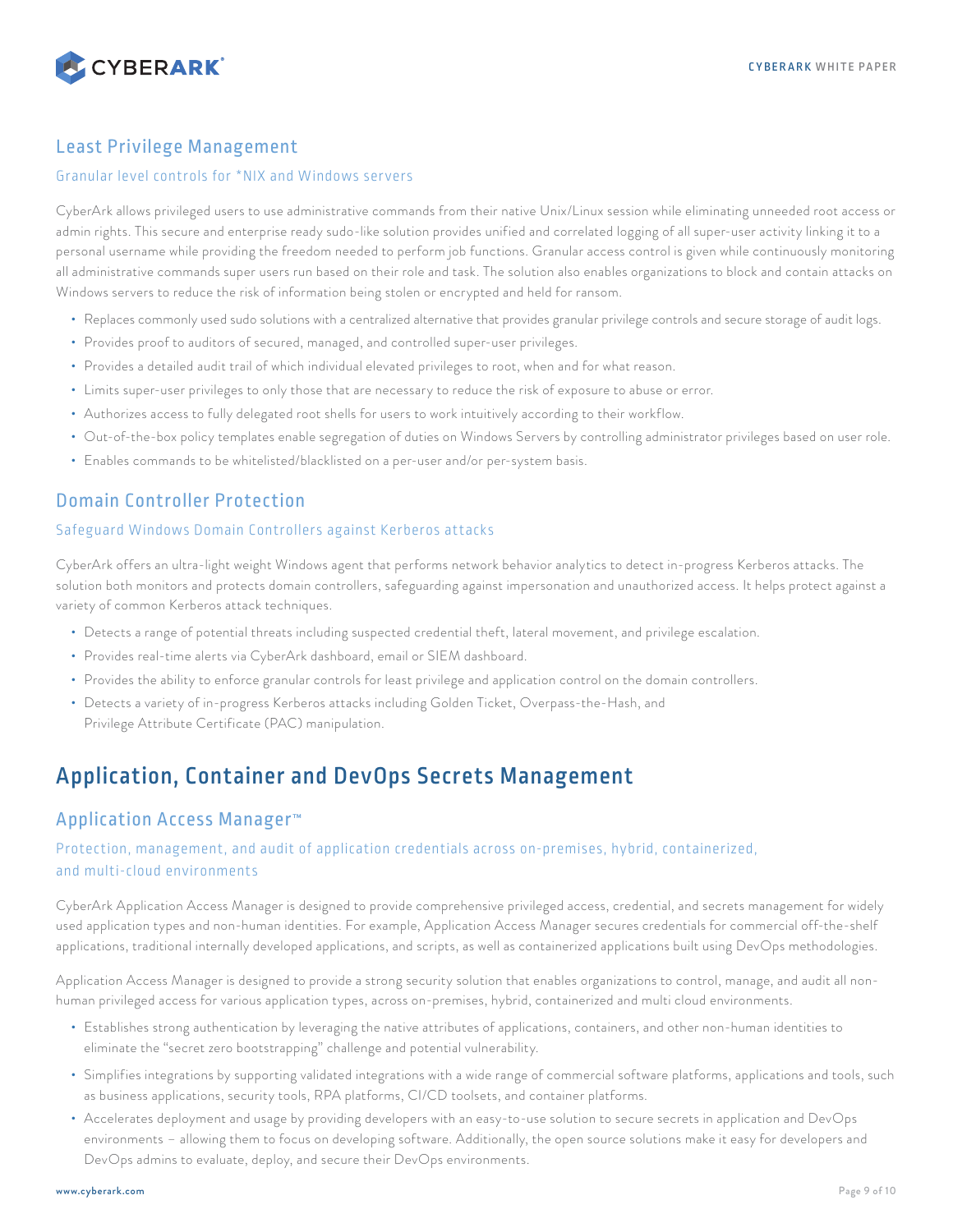## Least Privilege Management

### Granular level controls for *NIX and Windows servers

CyberArk allows privileged users to use administrative commands from their native Unix/Linux session while eliminating unneeded root access or admin rights. This secure and enterprise ready sudo-like solution provides unified and correlated logging of all super-user activity linking it to a personal username while providing the freedom needed to perform job functions. Granular access control is given while continuously monitoring all administrative commands super users run based on their role and task. The solution also enables organizations to block and contain attacks on Windows servers to reduce the risk of information being stolen or encrypted and held for ransom.

- Replaces commonly used sudo solutions with a centralized alternative that provides granular privilege controls and secure storage of audit logs.
- Provides proof to auditors of secured, managed, and controlled super-user privileges.
- Provides a detailed audit trail of which individual elevated privileges to root, when and for what reason.
- Limits super-user privileges to only those that are necessary to reduce the risk of exposure to abuse or error.
- Authorizes access to fully delegated root shells for users to work intuitively according to their workflow.
- Out-of-the-box policy templates enable segregation of duties on Windows Servers by controlling administrator privileges based on user role.
- Enables commands to be whitelisted/blacklisted on a per-user and/or per-system basis.

## Domain Controller Protection

### Safeguard Windows Domain Controllers against Kerberos attacks

CyberArk offers an ultra-light weight Windows agent that performs network behavior analytics to detect in-progress Kerberos attacks. The solution both monitors and protects domain controllers, safeguarding against impersonation and unauthorized access. It helps protect against a variety of common Kerberos attack techniques.

- Detects a range of potential threats including suspected credential theft, lateral movement, and privilege escalation.
- Provides real-time alerts via CyberArk dashboard, email or SIEM dashboard.
- Provides the ability to enforce granular controls for least privilege and application control on the domain controllers.
- Detects a variety of in-progress Kerberos attacks including Golden Ticket, Overpass-the-Hash, and Privilege Attribute Certificate (PAC) manipulation.

# Application, Container and DevOps Secrets Management

## Application Access Manager™

### Protection, management, and audit of application credentials across on-premises, hybrid, containerized, and multi-cloud environments

CyberArk Application Access Manager is designed to provide comprehensive privileged access, credential, and secrets management for widely used application types and non-human identities. For example, Application Access Manager secures credentials for commercial off-the-shelf applications, traditional internally developed applications, and scripts, as well as containerized applications built using DevOps methodologies.

Application Access Manager is designed to provide a strong security solution that enables organizations to control, manage, and audit all non-human privileged access for various application types, across on-premises, hybrid, containerized and multi cloud environments.

- Establishes strong authentication by leveraging the native attributes of applications, containers, and other non-human identities to eliminate the "secret zero bootstrapping" challenge and potential vulnerability.
- Simplifies integrations by supporting validated integrations with a wide range of commercial software platforms, applications and tools, such as business applications, security tools, RPA platforms, CI/CD toolsets, and container platforms.
- Accelerates deployment and usage by providing developers with an easy-to-use solution to secure secrets in application and DevOps environments – allowing them to focus on developing software. Additionally, the open source solutions make it easy for developers and DevOps admins to evaluate, deploy, and secure their DevOps environments.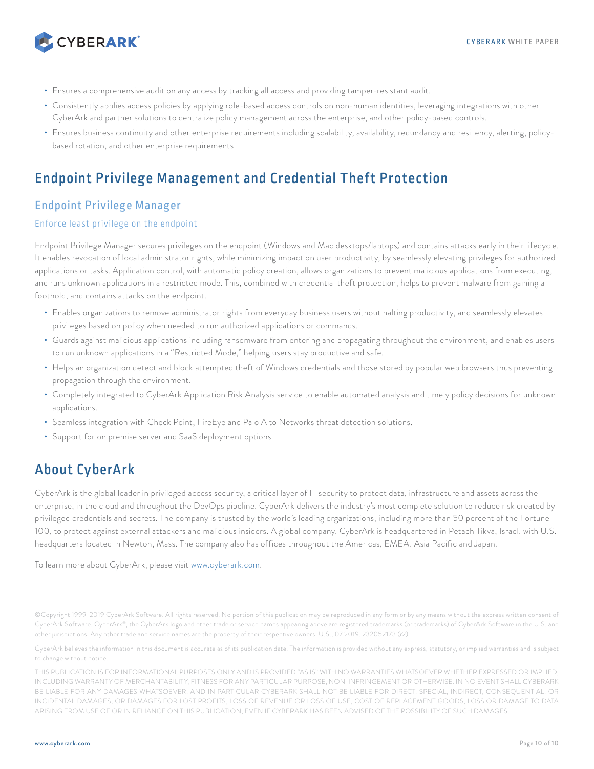- Ensures a comprehensive audit on any access by tracking all access and providing tamper-resistant audit.
- Consistently applies access policies by applying role-based access controls on non-human identities, leveraging integrations with other CyberArk and partner solutions to centralize policy management across the enterprise, and other policy-based controls.
- Ensures business continuity and other enterprise requirements including scalability, availability, redundancy and resiliency, alerting, policy-based rotation, and other enterprise requirements.

# Endpoint Privilege Management and Credential Theft Protection

## Endpoint Privilege Manager

### Enforce least privilege on the endpoint

Endpoint Privilege Manager secures privileges on the endpoint (Windows and Mac desktops/laptops) and contains attacks early in their lifecycle. It enables revocation of local administrator rights, while minimizing impact on user productivity, by seamlessly elevating privileges for authorized applications or tasks. Application control, with automatic policy creation, allows organizations to prevent malicious applications from executing, and runs unknown applications in a restricted mode. This, combined with credential theft protection, helps to prevent malware from gaining a foothold, and contains attacks on the endpoint.

- Enables organizations to remove administrator rights from everyday business users without halting productivity, and seamlessly elevates privileges based on policy when needed to run authorized applications or commands.
- Guards against malicious applications including ransomware from entering and propagating throughout the environment, and enables users to run unknown applications in a "Restricted Mode," helping users stay productive and safe.
- Helps an organization detect and block attempted theft of Windows credentials and those stored by popular web browsers thus preventing propagation through the environment.
- Completely integrated to CyberArk Application Risk Analysis service to enable automated analysis and timely policy decisions for unknown applications.
- Seamless integration with Check Point, FireEye and Palo Alto Networks threat detection solutions.
- Support for on premise server and SaaS deployment options.

# About CyberArk

CyberArk is the global leader in privileged access security, a critical layer of IT security to protect data, infrastructure and assets across the enterprise, in the cloud and throughout the DevOps pipeline. CyberArk delivers the industry's most complete solution to reduce risk created by privileged credentials and secrets. The company is trusted by the world's leading organizations, including more than 50 percent of the Fortune 100, to protect against external attackers and malicious insiders. A global company, CyberArk is headquartered in Petach Tikva, Israel, with U.S. headquarters located in Newton, Mass. The company also has offices throughout the Americas, EMEA, Asia Pacific and Japan.

To learn more about CyberArk, please visit www.cyberark.com.

©Copyright 1999-2019 CyberArk Software. All rights reserved. No portion of this publication may be reproduced in any form or by any means without the express written consent of CyberArk Software. CyberArk®, the CyberArk logo and other trade or service names appearing above are registered trademarks (or trademarks) of CyberArk Software in the U.S. and other jurisdictions. Any other trade and service names are the property of their respective owners. U.S., 07.2019. 232052173 (r2)

CyberArk believes the information in this document is accurate as of its publication date. The information is provided without any express, statutory, or implied warranties and is subject to change without notice.

THIS PUBLICATION IS FOR INFORMATIONAL PURPOSES ONLY AND IS PROVIDED "AS IS" WITH NO WARRANTIES WHATSOEVER WHETHER EXPRESSED OR IMPLIED, INCLUDING WARRANTY OF MERCHANTABILITY, FITNESS FOR ANY PARTICULAR PURPOSE, NON-INFRINGEMENT OR OTHERWISE. IN NO EVENT SHALL CYBERARK BE LIABLE FOR ANY DAMAGES WHATSOEVER, AND IN PARTICULAR CYBERARK SHALL NOT BE LIABLE FOR DIRECT, SPECIAL, INDIRECT, CONSEQUENTIAL, OR INCIDENTAL DAMAGES, OR DAMAGES FOR LOST PROFITS, LOSS OF REVENUE OR LOSS OF USE, COST OF REPLACEMENT GOODS, LOSS OR DAMAGE TO DATA ARISING FROM USE OF OR IN RELIANCE ON THIS PUBLICATION, EVEN IF CYBERARK HAS BEEN ADVISED OF THE POSSIBILITY OF SUCH DAMAGES.